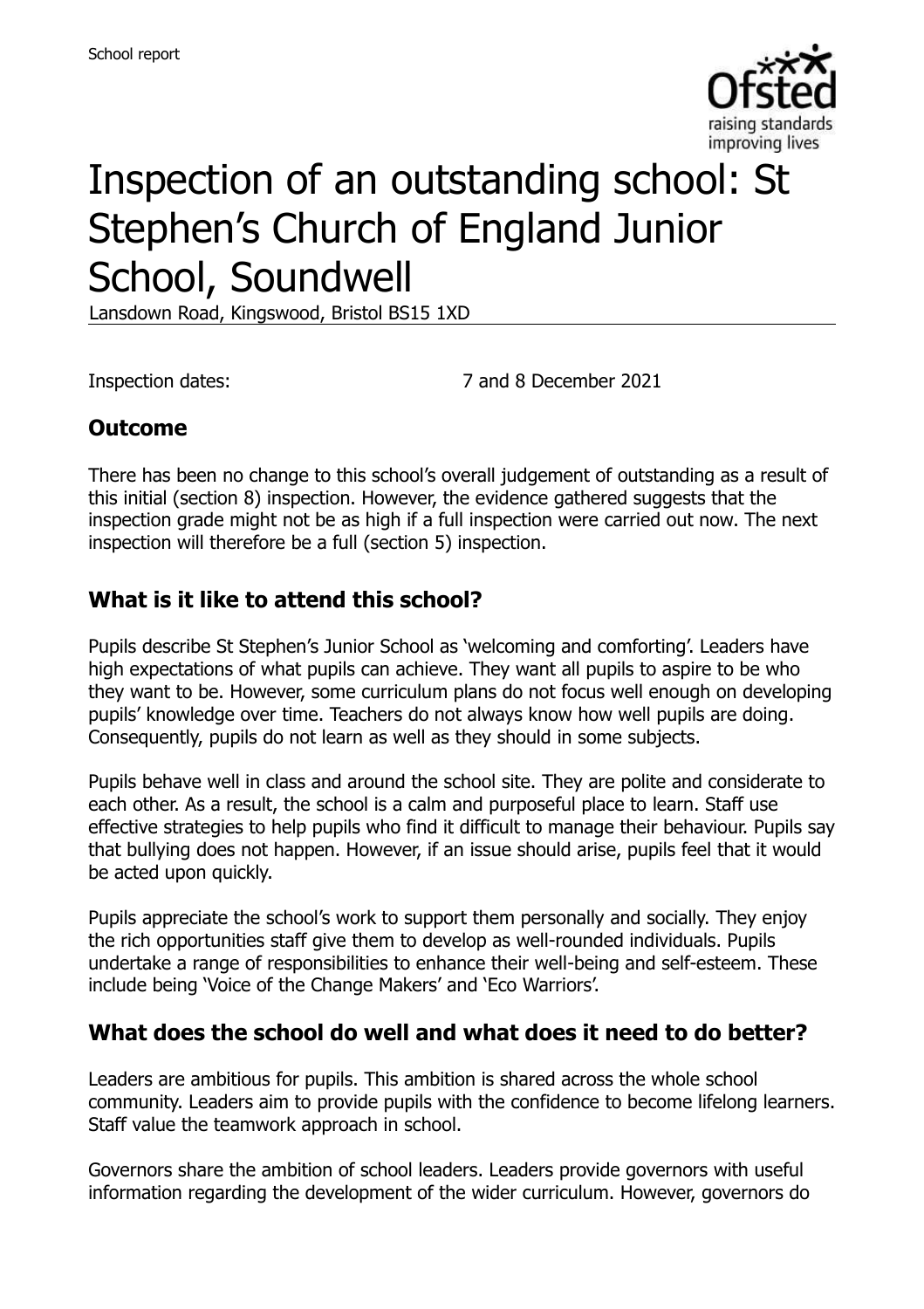School report

# Inspection of an outstanding school: St Stephen's Church of England Junior School, Soundwell

Lansdown Road, Kingswood, Bristol BS15 1XD

Inspection dates: 7 and 8 December 2021

## Outcome

There has been no change to this school's overall judgement of outstanding as a result of this initial (section 8) inspection. However, the evidence gathered suggests that the inspection grade might not be as high if a full inspection were carried out now. The next inspection will therefore be a full (section 5) inspection.

## What is it like to attend this school?

Pupils describe St Stephen's Junior School as 'welcoming and comforting'. Leaders have high expectations of what pupils can achieve. They want all pupils to aspire to be who they want to be. However, some curriculum plans do not focus well enough on developing pupils' knowledge over time. Teachers do not always know how well pupils are doing. Consequently, pupils do not learn as well as they should in some subjects.

Pupils behave well in class and around the school site. They are polite and considerate to each other. As a result, the school is a calm and purposeful place to learn. Staff use effective strategies to help pupils who find it difficult to manage their behaviour. Pupils say that bullying does not happen. However, if an issue should arise, pupils feel that it would be acted upon quickly.

Pupils appreciate the school's work to support them personally and socially. They enjoy the rich opportunities staff give them to develop as well-rounded individuals. Pupils undertake a range of responsibilities to enhance their well-being and self-esteem. These include being 'Voice of the Change Makers' and 'Eco Warriors'.

## What does the school do well and what does it need to do better?

Leaders are ambitious for pupils. This ambition is shared across the whole school community. Leaders aim to provide pupils with the confidence to become lifelong learners. Staff value the teamwork approach in school.

Governors share the ambition of school leaders. Leaders provide governors with useful information regarding the development of the wider curriculum. However, governors do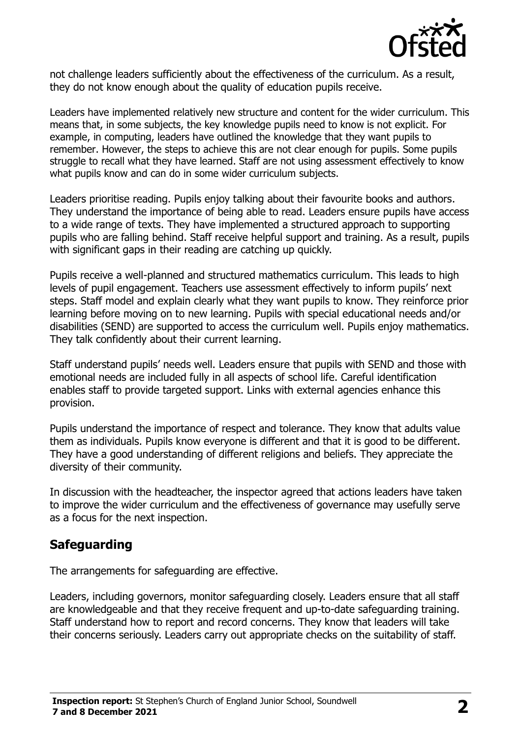not challenge leaders sufficiently about the effectiveness of the curriculum. As a result, they do not know enough about the quality of education pupils receive.

Leaders have implemented relatively new structure and content for the wider curriculum. This means that, in some subjects, the key knowledge pupils need to know is not explicit. For example, in computing, leaders have outlined the knowledge that they want pupils to remember. However, the steps to achieve this are not clear enough for pupils. Some pupils struggle to recall what they have learned. Staff are not using assessment effectively to know what pupils know and can do in some wider curriculum subjects.

Leaders prioritise reading. Pupils enjoy talking about their favourite books and authors. They understand the importance of being able to read. Leaders ensure pupils have access to a wide range of texts. They have implemented a structured approach to supporting pupils who are falling behind. Staff receive helpful support and training. As a result, pupils with significant gaps in their reading are catching up quickly.

Pupils receive a well-planned and structured mathematics curriculum. This leads to high levels of pupil engagement. Teachers use assessment effectively to inform pupils' next steps. Staff model and explain clearly what they want pupils to know. They reinforce prior learning before moving on to new learning. Pupils with special educational needs and/or disabilities (SEND) are supported to access the curriculum well. Pupils enjoy mathematics. They talk confidently about their current learning.

Staff understand pupils' needs well. Leaders ensure that pupils with SEND and those with emotional needs are included fully in all aspects of school life. Careful identification enables staff to provide targeted support. Links with external agencies enhance this provision.

Pupils understand the importance of respect and tolerance. They know that adults value them as individuals. Pupils know everyone is different and that it is good to be different. They have a good understanding of different religions and beliefs. They appreciate the diversity of their community.

In discussion with the headteacher, the inspector agreed that actions leaders have taken to improve the wider curriculum and the effectiveness of governance may usefully serve as a focus for the next inspection.

## Safeguarding

The arrangements for safeguarding are effective.

Leaders, including governors, monitor safeguarding closely. Leaders ensure that all staff are knowledgeable and that they receive frequent and up-to-date safeguarding training. Staff understand how to report and record concerns. They know that leaders will take their concerns seriously. Leaders carry out appropriate checks on the suitability of staff.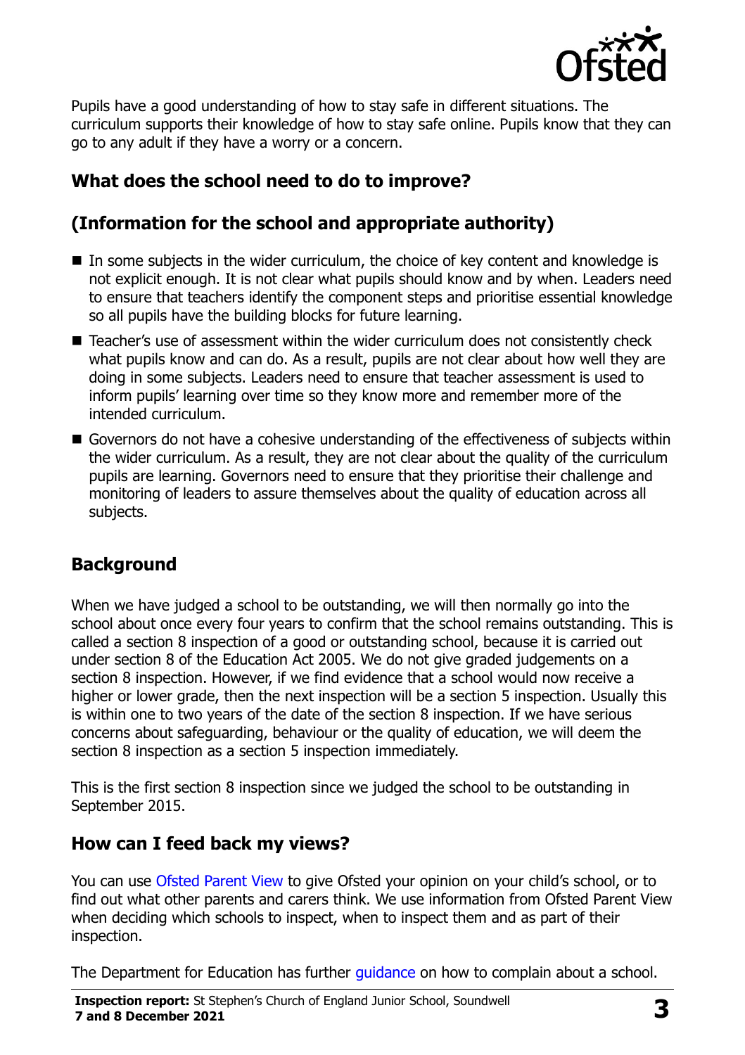Pupils have a good understanding of how to stay safe in different situations. The curriculum supports their knowledge of how to stay safe online. Pupils know that they can go to any adult if they have a worry or a concern.

## What does the school need to do to improve?

## (Information for the school and appropriate authority)

- In some subjects in the wider curriculum, the choice of key content and knowledge is not explicit enough. It is not clear what pupils should know and by when. Leaders need to ensure that teachers identify the component steps and prioritise essential knowledge so all pupils have the building blocks for future learning.
- Teacher's use of assessment within the wider curriculum does not consistently check what pupils know and can do. As a result, pupils are not clear about how well they are doing in some subjects. Leaders need to ensure that teacher assessment is used to inform pupils' learning over time so they know more and remember more of the intended curriculum.
- Governors do not have a cohesive understanding of the effectiveness of subjects within the wider curriculum. As a result, they are not clear about the quality of the curriculum pupils are learning. Governors need to ensure that they prioritise their challenge and monitoring of leaders to assure themselves about the quality of education across all subjects.

## Background

When we have judged a school to be outstanding, we will then normally go into the school about once every four years to confirm that the school remains outstanding. This is called a section 8 inspection of a good or outstanding school, because it is carried out under section 8 of the Education Act 2005. We do not give graded judgements on a section 8 inspection. However, if we find evidence that a school would now receive a higher or lower grade, then the next inspection will be a section 5 inspection. Usually this is within one to two years of the date of the section 8 inspection. If we have serious concerns about safeguarding, behaviour or the quality of education, we will deem the section 8 inspection as a section 5 inspection immediately.

This is the first section 8 inspection since we judged the school to be outstanding in September 2015.

## How can I feed back my views?

You can use Ofsted Parent View to give Ofsted your opinion on your child's school, or to find out what other parents and carers think. We use information from Ofsted Parent View when deciding which schools to inspect, when to inspect them and as part of their inspection.

The Department for Education has further guidance on how to complain about a school.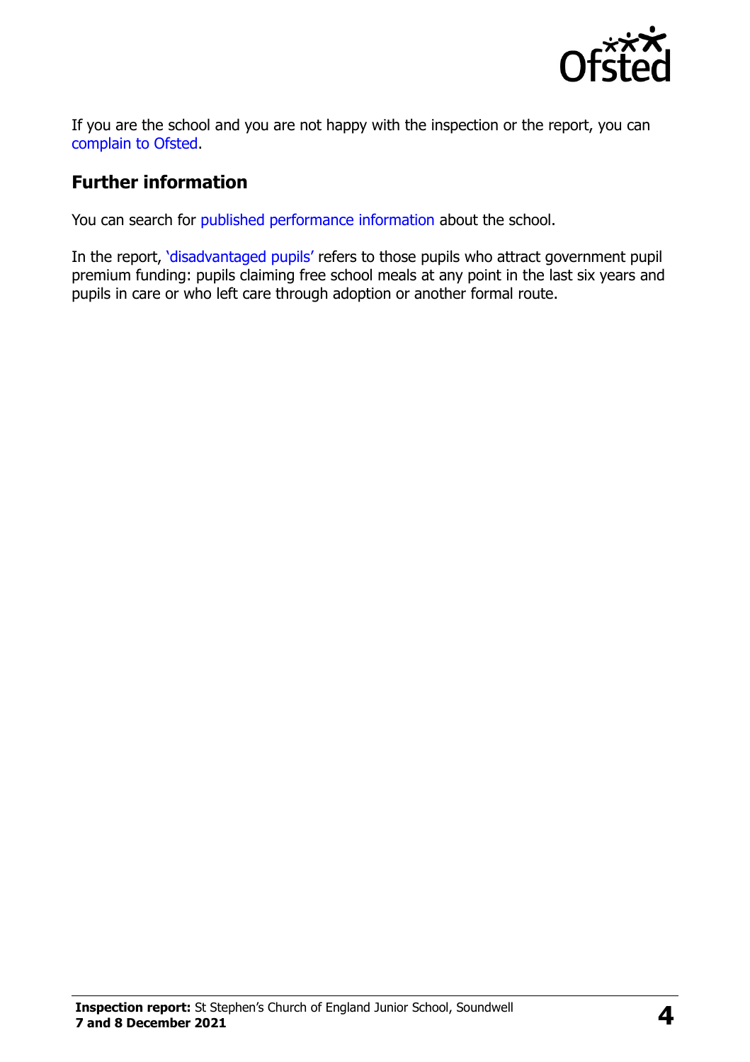If you are the school and you are not happy with the inspection or the report, you can complain to Ofsted.

## Further information

You can search for published performance information about the school.

In the report, 'disadvantaged pupils' refers to those pupils who attract government pupil premium funding: pupils claiming free school meals at any point in the last six years and pupils in care or who left care through adoption or another formal route.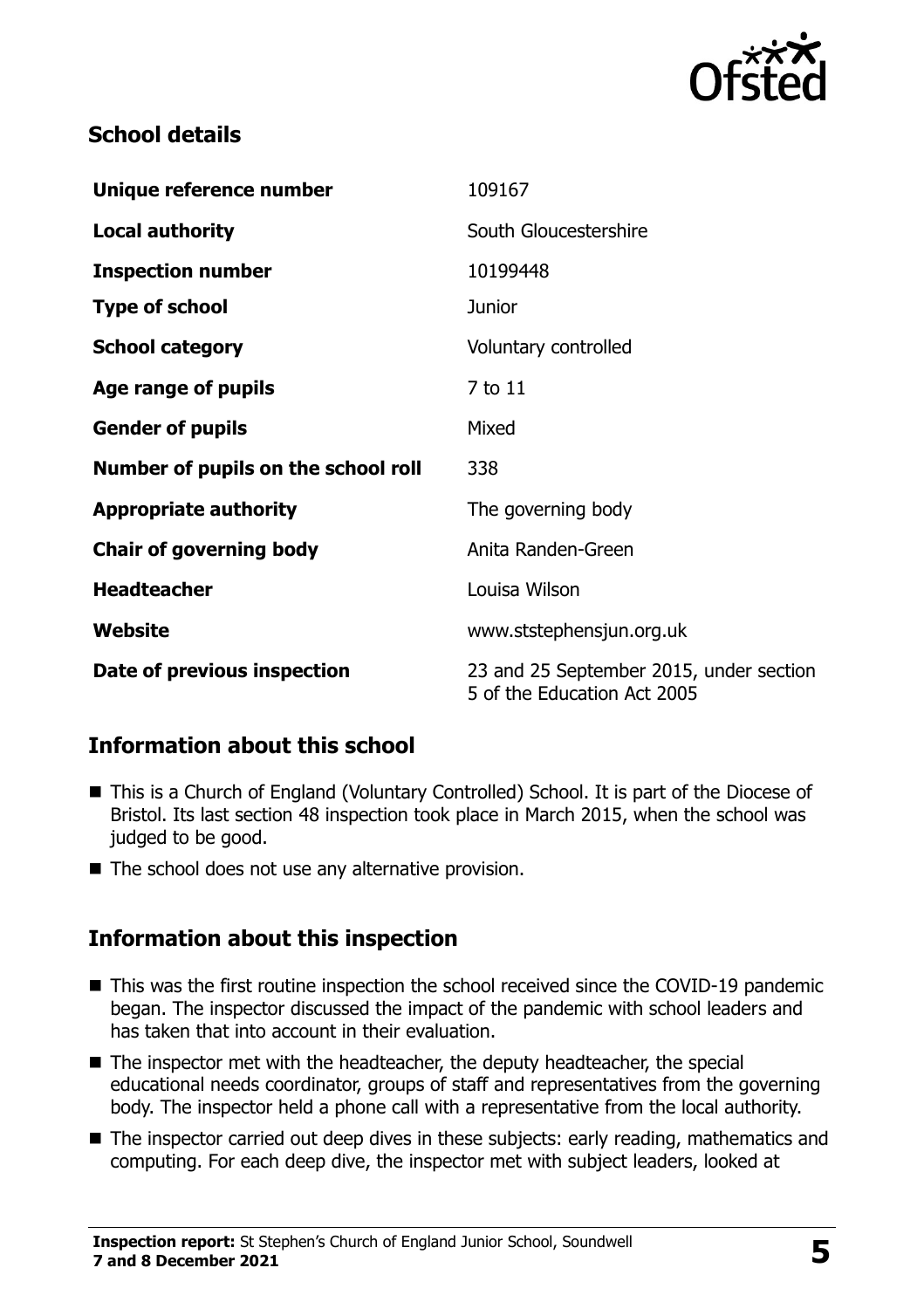## School details

| | |
|---|---|
| **Unique reference number** | 109167 |
| **Local authority** | South Gloucestershire |
| **Inspection number** | 10199448 |
| **Type of school** | Junior |
| **School category** | Voluntary controlled |
| **Age range of pupils** | 7 to 11 |
| **Gender of pupils** | Mixed |
| **Number of pupils on the school roll** | 338 |
| **Appropriate authority** | The governing body |
| **Chair of governing body** | Anita Randen-Green |
| **Headteacher** | Louisa Wilson |
| **Website** | www.ststephensjun.org.uk |
| **Date of previous inspection** | 23 and 25 September 2015, under section 5 of the Education Act 2005 |

## Information about this school

- This is a Church of England (Voluntary Controlled) School. It is part of the Diocese of Bristol. Its last section 48 inspection took place in March 2015, when the school was judged to be good.
- The school does not use any alternative provision.

## Information about this inspection

- This was the first routine inspection the school received since the COVID-19 pandemic began. The inspector discussed the impact of the pandemic with school leaders and has taken that into account in their evaluation.
- The inspector met with the headteacher, the deputy headteacher, the special educational needs coordinator, groups of staff and representatives from the governing body. The inspector held a phone call with a representative from the local authority.
- The inspector carried out deep dives in these subjects: early reading, mathematics and computing. For each deep dive, the inspector met with subject leaders, looked at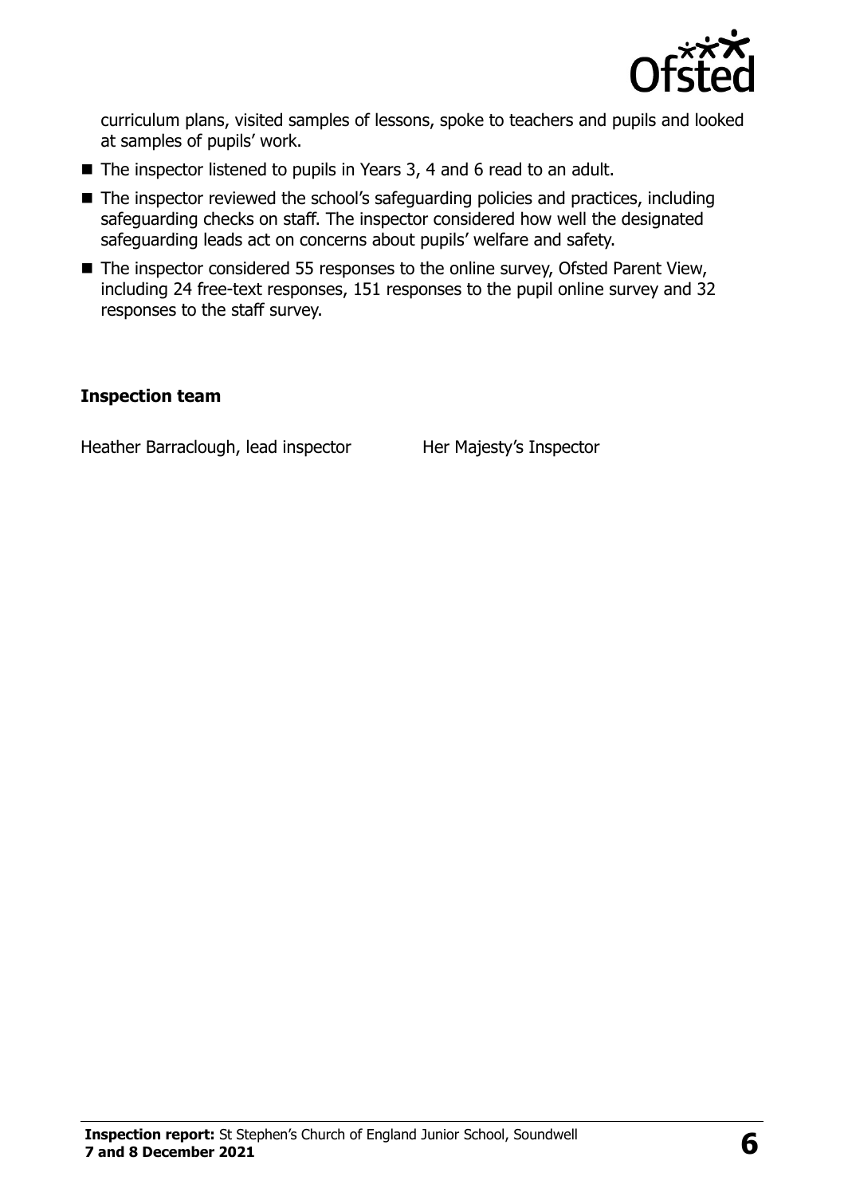curriculum plans, visited samples of lessons, spoke to teachers and pupils and looked at samples of pupils' work.

- The inspector listened to pupils in Years 3, 4 and 6 read to an adult.
- The inspector reviewed the school's safeguarding policies and practices, including safeguarding checks on staff. The inspector considered how well the designated safeguarding leads act on concerns about pupils' welfare and safety.
- The inspector considered 55 responses to the online survey, Ofsted Parent View, including 24 free-text responses, 151 responses to the pupil online survey and 32 responses to the staff survey.

### Inspection team

| | |
|---|---|
| Heather Barraclough, lead inspector | Her Majesty's Inspector |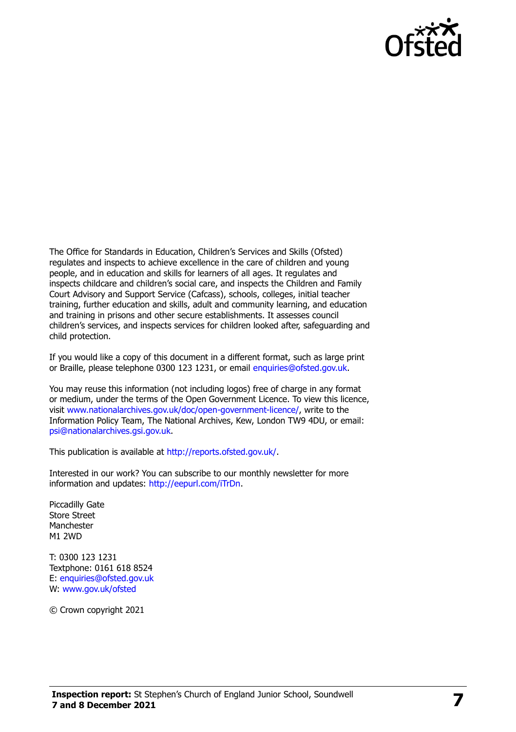The Office for Standards in Education, Children's Services and Skills (Ofsted) regulates and inspects to achieve excellence in the care of children and young people, and in education and skills for learners of all ages. It regulates and inspects childcare and children's social care, and inspects the Children and Family Court Advisory and Support Service (Cafcass), schools, colleges, initial teacher training, further education and skills, adult and community learning, and education and training in prisons and other secure establishments. It assesses council children's services, and inspects services for children looked after, safeguarding and child protection.

If you would like a copy of this document in a different format, such as large print or Braille, please telephone 0300 123 1231, or email enquiries@ofsted.gov.uk.

You may reuse this information (not including logos) free of charge in any format or medium, under the terms of the Open Government Licence. To view this licence, visit www.nationalarchives.gov.uk/doc/open-government-licence/, write to the Information Policy Team, The National Archives, Kew, London TW9 4DU, or email: psi@nationalarchives.gsi.gov.uk.

This publication is available at http://reports.ofsted.gov.uk/.

Interested in our work? You can subscribe to our monthly newsletter for more information and updates: http://eepurl.com/iTrDn.

Piccadilly Gate
Store Street
Manchester
M1 2WD

T: 0300 123 1231
Textphone: 0161 618 8524
E: enquiries@ofsted.gov.uk
W: www.gov.uk/ofsted

© Crown copyright 2021